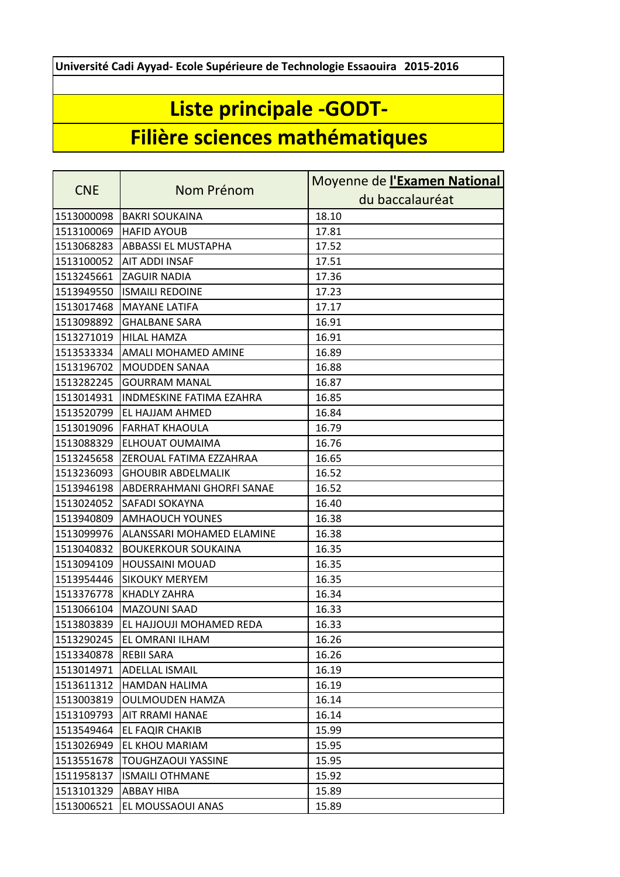Université Cadi Ayyad- Ecole Supérieure de Technologie Essaouira 2015-2016

# Liste principale -GODT-

# Filière sciences mathématiques

| CNE | Nom Prénom | Moyenne de **l'Examen National** du baccalauréat |
|---|---|---|
| 1513000098 | BAKRI SOUKAINA | 18.10 |
| 1513100069 | HAFID AYOUB | 17.81 |
| 1513068283 | ABBASSI EL MUSTAPHA | 17.52 |
| 1513100052 | AIT ADDI INSAF | 17.51 |
| 1513245661 | ZAGUIR NADIA | 17.36 |
| 1513949550 | ISMAILI REDOINE | 17.23 |
| 1513017468 | MAYANE LATIFA | 17.17 |
| 1513098892 | GHALBANE SARA | 16.91 |
| 1513271019 | HILAL HAMZA | 16.91 |
| 1513533334 | AMALI MOHAMED AMINE | 16.89 |
| 1513196702 | MOUDDEN SANAA | 16.88 |
| 1513282245 | GOURRAM MANAL | 16.87 |
| 1513014931 | INDMESKINE FATIMA EZAHRA | 16.85 |
| 1513520799 | EL HAJJAM AHMED | 16.84 |
| 1513019096 | FARHAT KHAOULA | 16.79 |
| 1513088329 | ELHOUAT OUMAIMA | 16.76 |
| 1513245658 | ZEROUAL FATIMA EZZAHRAA | 16.65 |
| 1513236093 | GHOUBIR ABDELMALIK | 16.52 |
| 1513946198 | ABDERRAHMANI GHORFI SANAE | 16.52 |
| 1513024052 | SAFADI SOKAYNA | 16.40 |
| 1513940809 | AMHAOUCH YOUNES | 16.38 |
| 1513099976 | ALANSSARI MOHAMED ELAMINE | 16.38 |
| 1513040832 | BOUKERKOUR SOUKAINA | 16.35 |
| 1513094109 | HOUSSAINI MOUAD | 16.35 |
| 1513954446 | SIKOUKY MERYEM | 16.35 |
| 1513376778 | KHADLY ZAHRA | 16.34 |
| 1513066104 | MAZOUNI SAAD | 16.33 |
| 1513803839 | EL HAJJOUJI MOHAMED REDA | 16.33 |
| 1513290245 | EL OMRANI ILHAM | 16.26 |
| 1513340878 | REBII SARA | 16.26 |
| 1513014971 | ADELLAL ISMAIL | 16.19 |
| 1513611312 | HAMDAN HALIMA | 16.19 |
| 1513003819 | OULMOUDEN HAMZA | 16.14 |
| 1513109793 | AIT RRAMI HANAE | 16.14 |
| 1513549464 | EL FAQIR CHAKIB | 15.99 |
| 1513026949 | EL KHOU MARIAM | 15.95 |
| 1513551678 | TOUGHZAOUI YASSINE | 15.95 |
| 1511958137 | ISMAILI OTHMANE | 15.92 |
| 1513101329 | ABBAY HIBA | 15.89 |
| 1513006521 | EL MOUSSAOUI ANAS | 15.89 |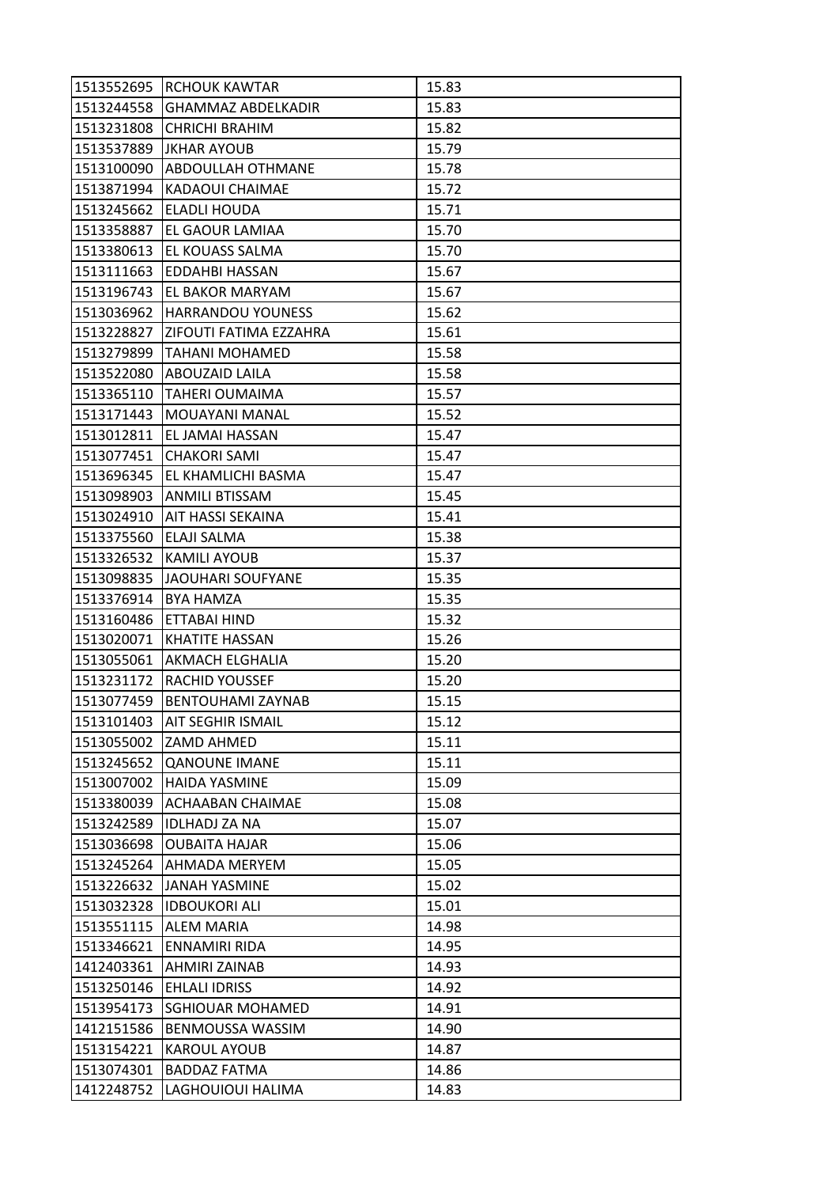| 1513552695 | RCHOUK KAWTAR | 15.83 |
|---|---|---|
| 1513244558 | GHAMMAZ ABDELKADIR | 15.83 |
| 1513231808 | CHRICHI BRAHIM | 15.82 |
| 1513537889 | JKHAR AYOUB | 15.79 |
| 1513100090 | ABDOULLAH OTHMANE | 15.78 |
| 1513871994 | KADAOUI CHAIMAE | 15.72 |
| 1513245662 | ELADLI HOUDA | 15.71 |
| 1513358887 | EL GAOUR LAMIAA | 15.70 |
| 1513380613 | EL KOUASS SALMA | 15.70 |
| 1513111663 | EDDAHBI HASSAN | 15.67 |
| 1513196743 | EL BAKOR MARYAM | 15.67 |
| 1513036962 | HARRANDOU YOUNESS | 15.62 |
| 1513228827 | ZIFOUTI FATIMA EZZAHRA | 15.61 |
| 1513279899 | TAHANI MOHAMED | 15.58 |
| 1513522080 | ABOUZAID LAILA | 15.58 |
| 1513365110 | TAHERI OUMAIMA | 15.57 |
| 1513171443 | MOUAYANI MANAL | 15.52 |
| 1513012811 | EL JAMAI HASSAN | 15.47 |
| 1513077451 | CHAKORI SAMI | 15.47 |
| 1513696345 | EL KHAMLICHI BASMA | 15.47 |
| 1513098903 | ANMILI BTISSAM | 15.45 |
| 1513024910 | AIT HASSI SEKAINA | 15.41 |
| 1513375560 | ELAJI SALMA | 15.38 |
| 1513326532 | KAMILI AYOUB | 15.37 |
| 1513098835 | JAOUHARI SOUFYANE | 15.35 |
| 1513376914 | BYA HAMZA | 15.35 |
| 1513160486 | ETTABAI HIND | 15.32 |
| 1513020071 | KHATITE HASSAN | 15.26 |
| 1513055061 | AKMACH ELGHALIA | 15.20 |
| 1513231172 | RACHID YOUSSEF | 15.20 |
| 1513077459 | BENTOUHAMI ZAYNAB | 15.15 |
| 1513101403 | AIT SEGHIR ISMAIL | 15.12 |
| 1513055002 | ZAMD AHMED | 15.11 |
| 1513245652 | QANOUNE IMANE | 15.11 |
| 1513007002 | HAIDA YASMINE | 15.09 |
| 1513380039 | ACHAABAN CHAIMAE | 15.08 |
| 1513242589 | IDLHADJ ZA NA | 15.07 |
| 1513036698 | OUBAITA HAJAR | 15.06 |
| 1513245264 | AHMADA MERYEM | 15.05 |
| 1513226632 | JANAH YASMINE | 15.02 |
| 1513032328 | IDBOUKORI ALI | 15.01 |
| 1513551115 | ALEM MARIA | 14.98 |
| 1513346621 | ENNAMIRI RIDA | 14.95 |
| 1412403361 | AHMIRI ZAINAB | 14.93 |
| 1513250146 | EHLALI IDRISS | 14.92 |
| 1513954173 | SGHIOUAR MOHAMED | 14.91 |
| 1412151586 | BENMOUSSA WASSIM | 14.90 |
| 1513154221 | KAROUL AYOUB | 14.87 |
| 1513074301 | BADDAZ FATMA | 14.86 |
| 1412248752 | LAGHOUIOUI HALIMA | 14.83 |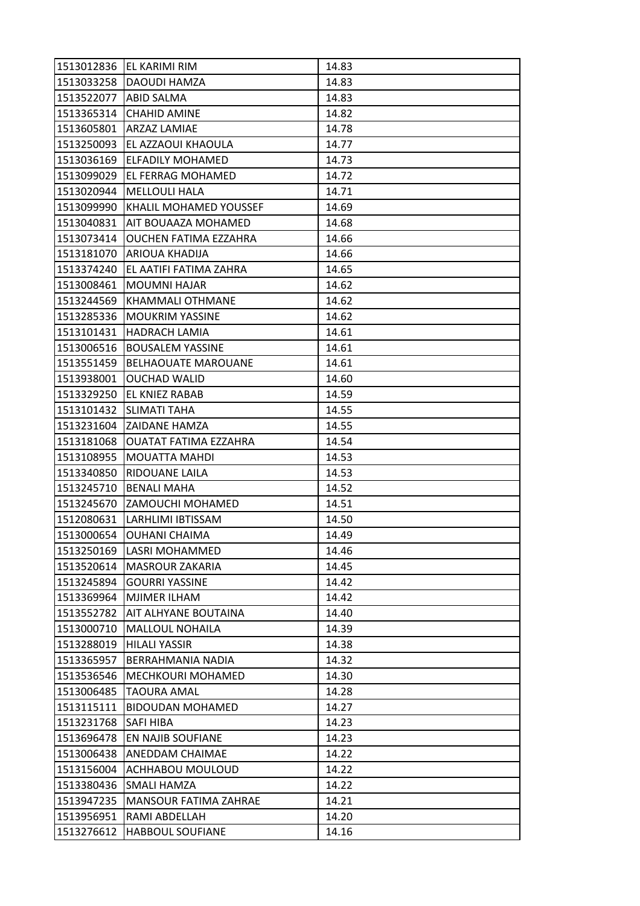| 1513012836 | EL KARIMI RIM | 14.83 |
|---|---|---|
| 1513033258 | DAOUDI HAMZA | 14.83 |
| 1513522077 | ABID SALMA | 14.83 |
| 1513365314 | CHAHID AMINE | 14.82 |
| 1513605801 | ARZAZ LAMIAE | 14.78 |
| 1513250093 | EL AZZAOUI KHAOULA | 14.77 |
| 1513036169 | ELFADILY MOHAMED | 14.73 |
| 1513099029 | EL FERRAG MOHAMED | 14.72 |
| 1513020944 | MELLOULI HALA | 14.71 |
| 1513099990 | KHALIL MOHAMED YOUSSEF | 14.69 |
| 1513040831 | AIT BOUAAZA MOHAMED | 14.68 |
| 1513073414 | OUCHEN FATIMA EZZAHRA | 14.66 |
| 1513181070 | ARIOUA KHADIJA | 14.66 |
| 1513374240 | EL AATIFI FATIMA ZAHRA | 14.65 |
| 1513008461 | MOUMNI HAJAR | 14.62 |
| 1513244569 | KHAMMALI OTHMANE | 14.62 |
| 1513285336 | MOUKRIM YASSINE | 14.62 |
| 1513101431 | HADRACH LAMIA | 14.61 |
| 1513006516 | BOUSALEM YASSINE | 14.61 |
| 1513551459 | BELHAOUATE MAROUANE | 14.61 |
| 1513938001 | OUCHAD WALID | 14.60 |
| 1513329250 | EL KNIEZ RABAB | 14.59 |
| 1513101432 | SLIMATI TAHA | 14.55 |
| 1513231604 | ZAIDANE HAMZA | 14.55 |
| 1513181068 | OUATAT FATIMA EZZAHRA | 14.54 |
| 1513108955 | MOUATTA MAHDI | 14.53 |
| 1513340850 | RIDOUANE LAILA | 14.53 |
| 1513245710 | BENALI MAHA | 14.52 |
| 1513245670 | ZAMOUCHI MOHAMED | 14.51 |
| 1512080631 | LARHLIMI IBTISSAM | 14.50 |
| 1513000654 | OUHANI CHAIMA | 14.49 |
| 1513250169 | LASRI MOHAMMED | 14.46 |
| 1513520614 | MASROUR ZAKARIA | 14.45 |
| 1513245894 | GOURRI YASSINE | 14.42 |
| 1513369964 | MJIMER ILHAM | 14.42 |
| 1513552782 | AIT ALHYANE BOUTAINA | 14.40 |
| 1513000710 | MALLOUL NOHAILA | 14.39 |
| 1513288019 | HILALI YASSIR | 14.38 |
| 1513365957 | BERRAHMANIA NADIA | 14.32 |
| 1513536546 | MECHKOURI MOHAMED | 14.30 |
| 1513006485 | TAOURA AMAL | 14.28 |
| 1513115111 | BIDOUDAN MOHAMED | 14.27 |
| 1513231768 | SAFI HIBA | 14.23 |
| 1513696478 | EN NAJIB SOUFIANE | 14.23 |
| 1513006438 | ANEDDAM CHAIMAE | 14.22 |
| 1513156004 | ACHHABOU MOULOUD | 14.22 |
| 1513380436 | SMALI HAMZA | 14.22 |
| 1513947235 | MANSOUR FATIMA ZAHRAE | 14.21 |
| 1513956951 | RAMI ABDELLAH | 14.20 |
| 1513276612 | HABBOUL SOUFIANE | 14.16 |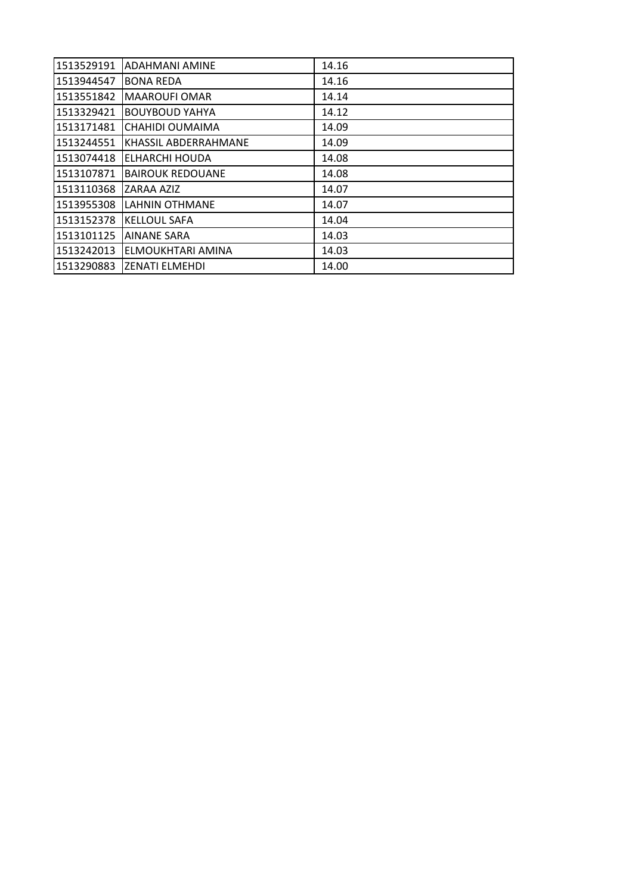| | | |
|---|---|---|
| 1513529191 | ADAHMANI AMINE | 14.16 |
| 1513944547 | BONA REDA | 14.16 |
| 1513551842 | MAAROUFI OMAR | 14.14 |
| 1513329421 | BOUYBOUD YAHYA | 14.12 |
| 1513171481 | CHAHIDI OUMAIMA | 14.09 |
| 1513244551 | KHASSIL ABDERRAHMANE | 14.09 |
| 1513074418 | ELHARCHI HOUDA | 14.08 |
| 1513107871 | BAIROUK REDOUANE | 14.08 |
| 1513110368 | ZARAA AZIZ | 14.07 |
| 1513955308 | LAHNIN OTHMANE | 14.07 |
| 1513152378 | KELLOUL SAFA | 14.04 |
| 1513101125 | AINANE SARA | 14.03 |
| 1513242013 | ELMOUKHTARI AMINA | 14.03 |
| 1513290883 | ZENATI ELMEHDI | 14.00 |